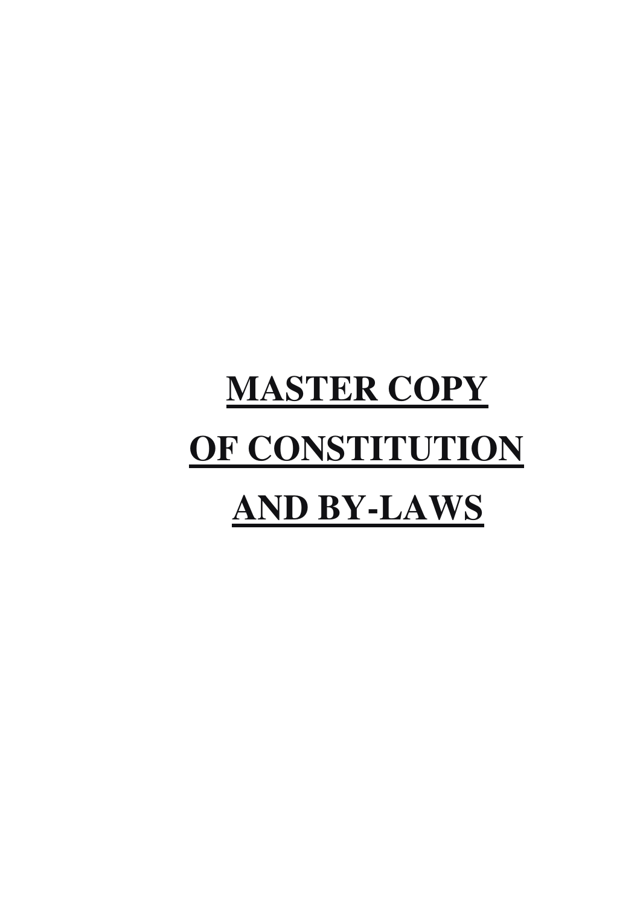# MASTER COPY

# OF CONSTITUTION

# AND BY-LAWS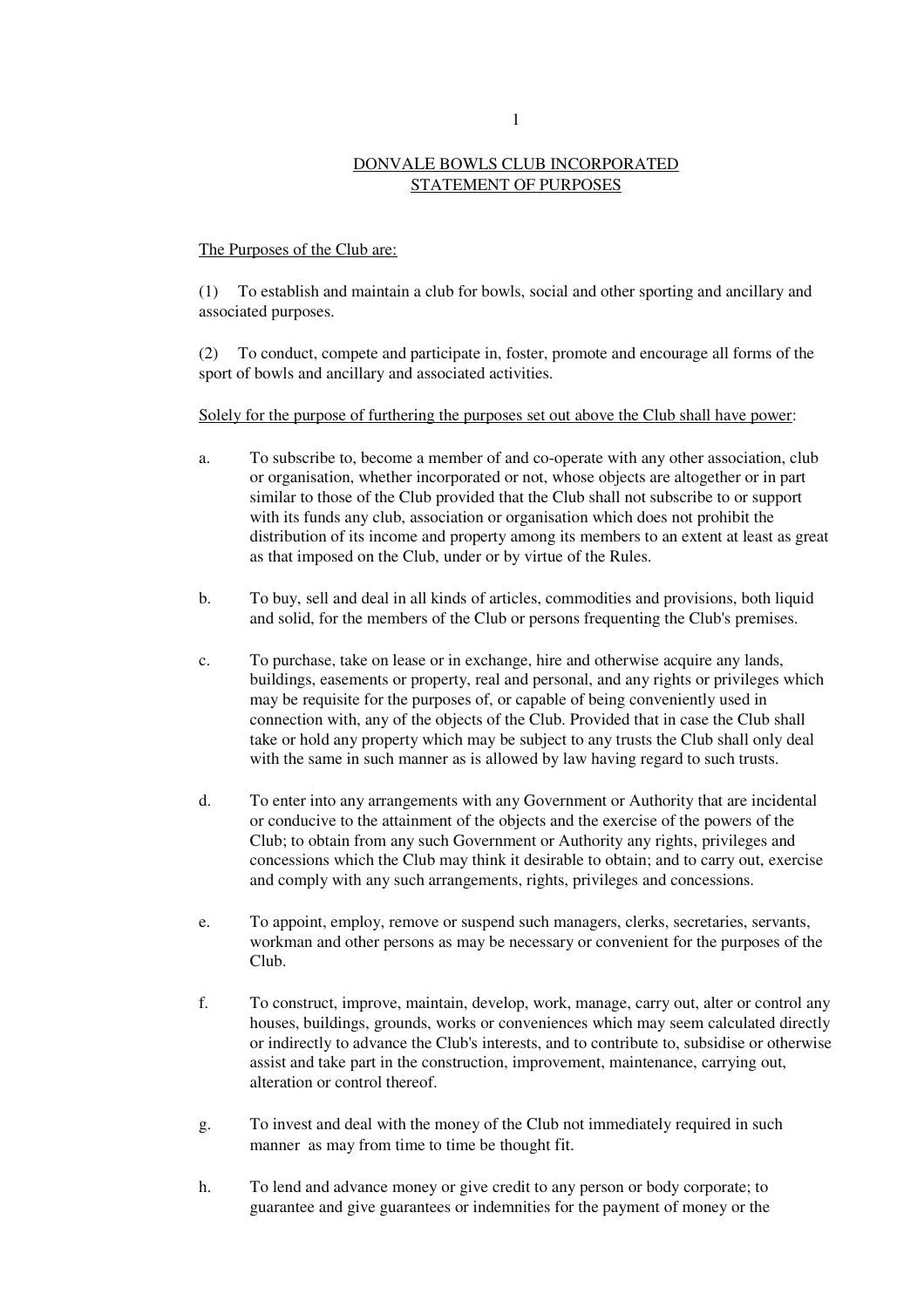# DONVALE BOWLS CLUB INCORPORATED
## STATEMENT OF PURPOSES

The Purposes of the Club are:

(1) To establish and maintain a club for bowls, social and other sporting and ancillary and associated purposes.

(2) To conduct, compete and participate in, foster, promote and encourage all forms of the sport of bowls and ancillary and associated activities.

Solely for the purpose of furthering the purposes set out above the Club shall have power:

a. To subscribe to, become a member of and co-operate with any other association, club or organisation, whether incorporated or not, whose objects are altogether or in part similar to those of the Club provided that the Club shall not subscribe to or support with its funds any club, association or organisation which does not prohibit the distribution of its income and property among its members to an extent at least as great as that imposed on the Club, under or by virtue of the Rules.

b. To buy, sell and deal in all kinds of articles, commodities and provisions, both liquid and solid, for the members of the Club or persons frequenting the Club's premises.

c. To purchase, take on lease or in exchange, hire and otherwise acquire any lands, buildings, easements or property, real and personal, and any rights or privileges which may be requisite for the purposes of, or capable of being conveniently used in connection with, any of the objects of the Club. Provided that in case the Club shall take or hold any property which may be subject to any trusts the Club shall only deal with the same in such manner as is allowed by law having regard to such trusts.

d. To enter into any arrangements with any Government or Authority that are incidental or conducive to the attainment of the objects and the exercise of the powers of the Club; to obtain from any such Government or Authority any rights, privileges and concessions which the Club may think it desirable to obtain; and to carry out, exercise and comply with any such arrangements, rights, privileges and concessions.

e. To appoint, employ, remove or suspend such managers, clerks, secretaries, servants, workman and other persons as may be necessary or convenient for the purposes of the Club.

f. To construct, improve, maintain, develop, work, manage, carry out, alter or control any houses, buildings, grounds, works or conveniences which may seem calculated directly or indirectly to advance the Club's interests, and to contribute to, subsidise or otherwise assist and take part in the construction, improvement, maintenance, carrying out, alteration or control thereof.

g. To invest and deal with the money of the Club not immediately required in such manner as may from time to time be thought fit.

h. To lend and advance money or give credit to any person or body corporate; to guarantee and give guarantees or indemnities for the payment of money or the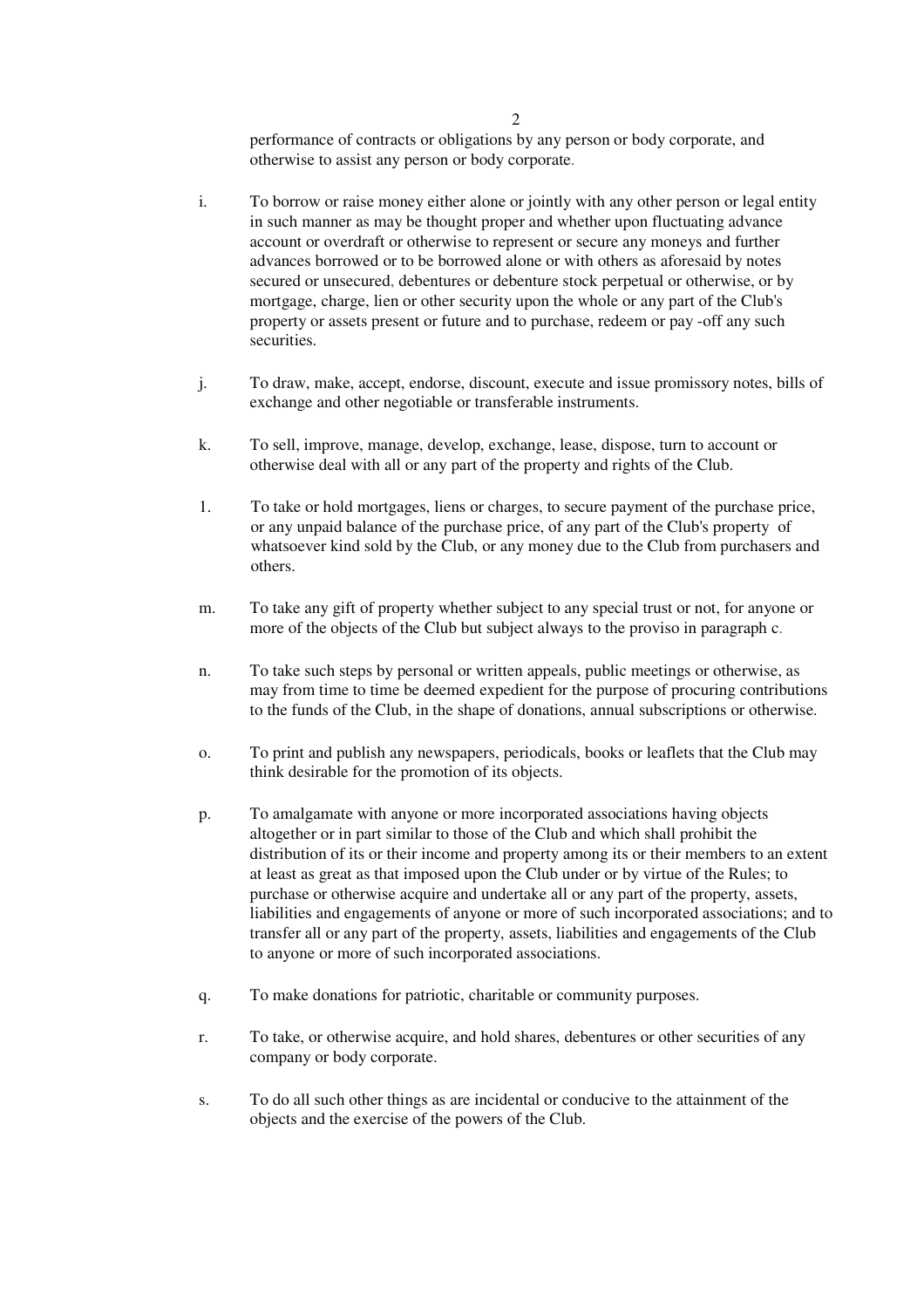performance of contracts or obligations by any person or body corporate, and otherwise to assist any person or body corporate.

i. To borrow or raise money either alone or jointly with any other person or legal entity in such manner as may be thought proper and whether upon fluctuating advance account or overdraft or otherwise to represent or secure any moneys and further advances borrowed or to be borrowed alone or with others as aforesaid by notes secured or unsecured, debentures or debenture stock perpetual or otherwise, or by mortgage, charge, lien or other security upon the whole or any part of the Club's property or assets present or future and to purchase, redeem or pay -off any such securities.

j. To draw, make, accept, endorse, discount, execute and issue promissory notes, bills of exchange and other negotiable or transferable instruments.

k. To sell, improve, manage, develop, exchange, lease, dispose, turn to account or otherwise deal with all or any part of the property and rights of the Club.

1. To take or hold mortgages, liens or charges, to secure payment of the purchase price, or any unpaid balance of the purchase price, of any part of the Club's property of whatsoever kind sold by the Club, or any money due to the Club from purchasers and others.

m. To take any gift of property whether subject to any special trust or not, for anyone or more of the objects of the Club but subject always to the proviso in paragraph c.

n. To take such steps by personal or written appeals, public meetings or otherwise, as may from time to time be deemed expedient for the purpose of procuring contributions to the funds of the Club, in the shape of donations, annual subscriptions or otherwise.

o. To print and publish any newspapers, periodicals, books or leaflets that the Club may think desirable for the promotion of its objects.

p. To amalgamate with anyone or more incorporated associations having objects altogether or in part similar to those of the Club and which shall prohibit the distribution of its or their income and property among its or their members to an extent at least as great as that imposed upon the Club under or by virtue of the Rules; to purchase or otherwise acquire and undertake all or any part of the property, assets, liabilities and engagements of anyone or more of such incorporated associations; and to transfer all or any part of the property, assets, liabilities and engagements of the Club to anyone or more of such incorporated associations.

q. To make donations for patriotic, charitable or community purposes.

r. To take, or otherwise acquire, and hold shares, debentures or other securities of any company or body corporate.

s. To do all such other things as are incidental or conducive to the attainment of the objects and the exercise of the powers of the Club.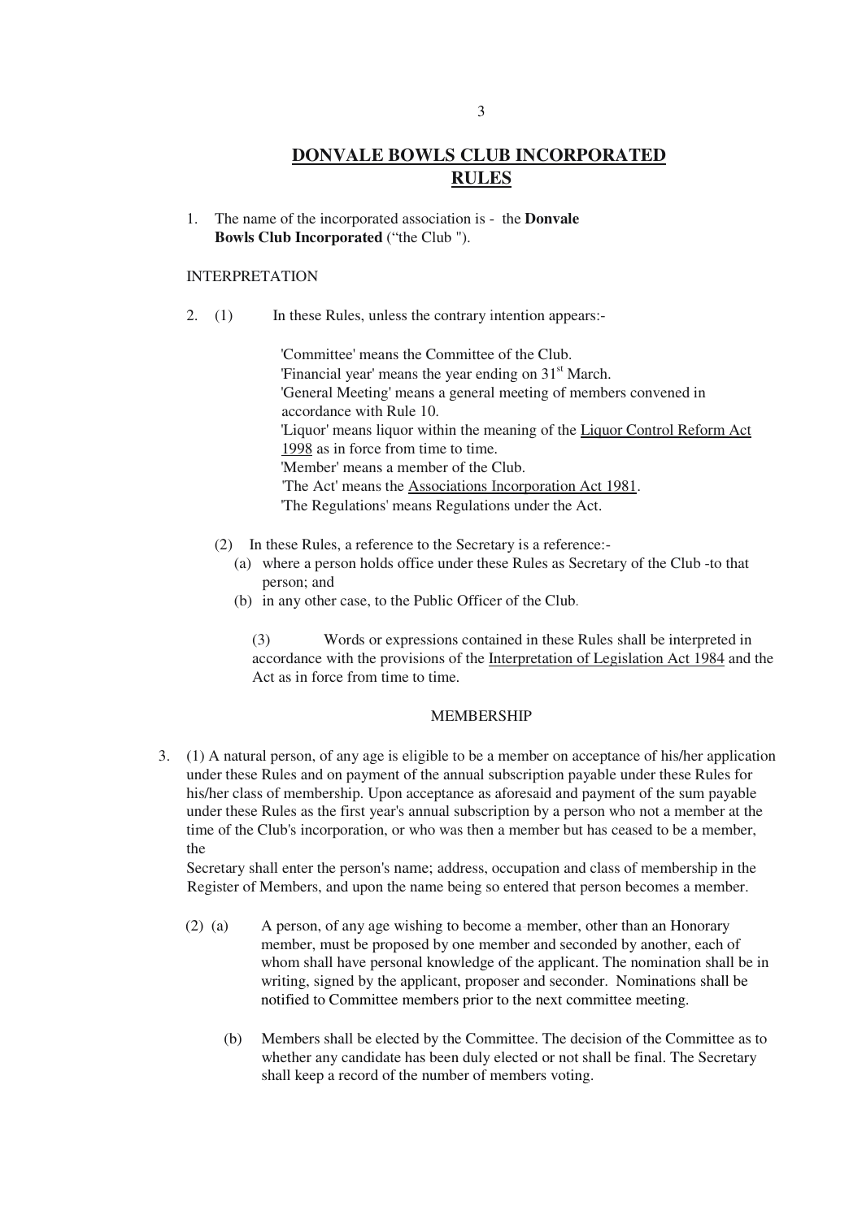# DONVALE BOWLS CLUB INCORPORATED RULES

1. The name of the incorporated association is - the **Donvale Bowls Club Incorporated** ("the Club ").

INTERPRETATION

2. (1) In these Rules, unless the contrary intention appears:-

   'Committee' means the Committee of the Club.
   'Financial year' means the year ending on 31st March.
   'General Meeting' means a general meeting of members convened in accordance with Rule 10.
   'Liquor' means liquor within the meaning of the Liquor Control Reform Act 1998 as in force from time to time.
   'Member' means a member of the Club.
   'The Act' means the Associations Incorporation Act 1981.
   'The Regulations' means Regulations under the Act.

   (2) In these Rules, a reference to the Secretary is a reference:-
   - (a) where a person holds office under these Rules as Secretary of the Club -to that person; and
   - (b) in any other case, to the Public Officer of the Club.

   (3) Words or expressions contained in these Rules shall be interpreted in accordance with the provisions of the Interpretation of Legislation Act 1984 and the Act as in force from time to time.

MEMBERSHIP

3. (1) A natural person, of any age is eligible to be a member on acceptance of his/her application under these Rules and on payment of the annual subscription payable under these Rules for his/her class of membership. Upon acceptance as aforesaid and payment of the sum payable under these Rules as the first year's annual subscription by a person who not a member at the time of the Club's incorporation, or who was then a member but has ceased to be a member, the
Secretary shall enter the person's name; address, occupation and class of membership in the Register of Members, and upon the name being so entered that person becomes a member.

   (2) (a) A person, of any age wishing to become a member, other than an Honorary member, must be proposed by one member and seconded by another, each of whom shall have personal knowledge of the applicant. The nomination shall be in writing, signed by the applicant, proposer and seconder. Nominations shall be notified to Committee members prior to the next committee meeting.

   (b) Members shall be elected by the Committee. The decision of the Committee as to whether any candidate has been duly elected or not shall be final. The Secretary shall keep a record of the number of members voting.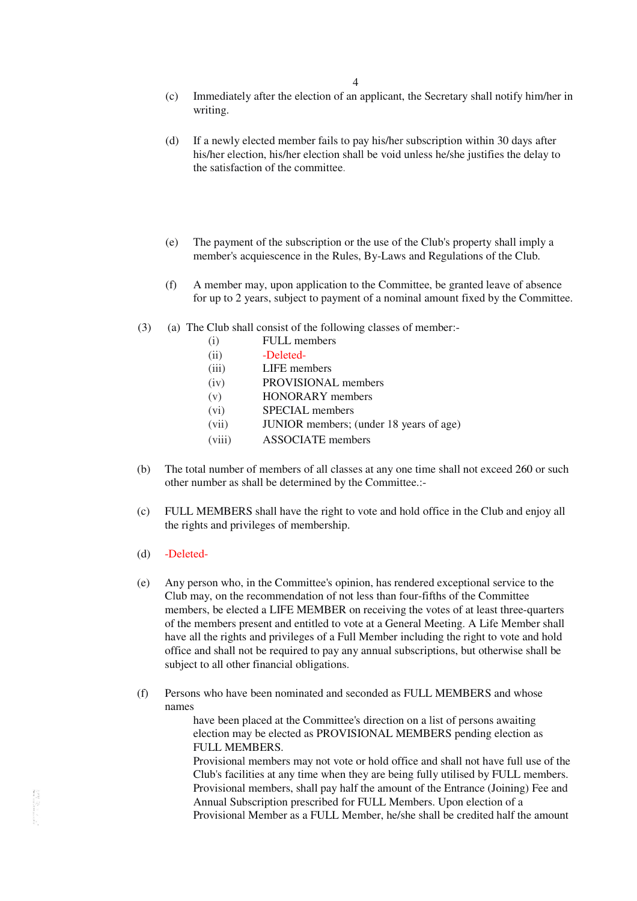(c) Immediately after the election of an applicant, the Secretary shall notify him/her in writing.

(d) If a newly elected member fails to pay his/her subscription within 30 days after his/her election, his/her election shall be void unless he/she justifies the delay to the satisfaction of the committee.

(e) The payment of the subscription or the use of the Club's property shall imply a member's acquiescence in the Rules, By-Laws and Regulations of the Club.

(f) A member may, upon application to the Committee, be granted leave of absence for up to 2 years, subject to payment of a nominal amount fixed by the Committee.

(3) (a) The Club shall consist of the following classes of member:-

- (i) FULL members
- (ii) -Deleted-
- (iii) LIFE members
- (iv) PROVISIONAL members
- (v) HONORARY members
- (vi) SPECIAL members
- (vii) JUNIOR members; (under 18 years of age)
- (viii) ASSOCIATE members

(b) The total number of members of all classes at any one time shall not exceed 260 or such other number as shall be determined by the Committee.:-

(c) FULL MEMBERS shall have the right to vote and hold office in the Club and enjoy all the rights and privileges of membership.

(d) -Deleted-

(e) Any person who, in the Committee's opinion, has rendered exceptional service to the Club may, on the recommendation of not less than four-fifths of the Committee members, be elected a LIFE MEMBER on receiving the votes of at least three-quarters of the members present and entitled to vote at a General Meeting. A Life Member shall have all the rights and privileges of a Full Member including the right to vote and hold office and shall not be required to pay any annual subscriptions, but otherwise shall be subject to all other financial obligations.

(f) Persons who have been nominated and seconded as FULL MEMBERS and whose names have been placed at the Committee's direction on a list of persons awaiting election may be elected as PROVISIONAL MEMBERS pending election as FULL MEMBERS.
Provisional members may not vote or hold office and shall not have full use of the Club's facilities at any time when they are being fully utilised by FULL members.
Provisional members, shall pay half the amount of the Entrance (Joining) Fee and Annual Subscription prescribed for FULL Members. Upon election of a Provisional Member as a FULL Member, he/she shall be credited half the amount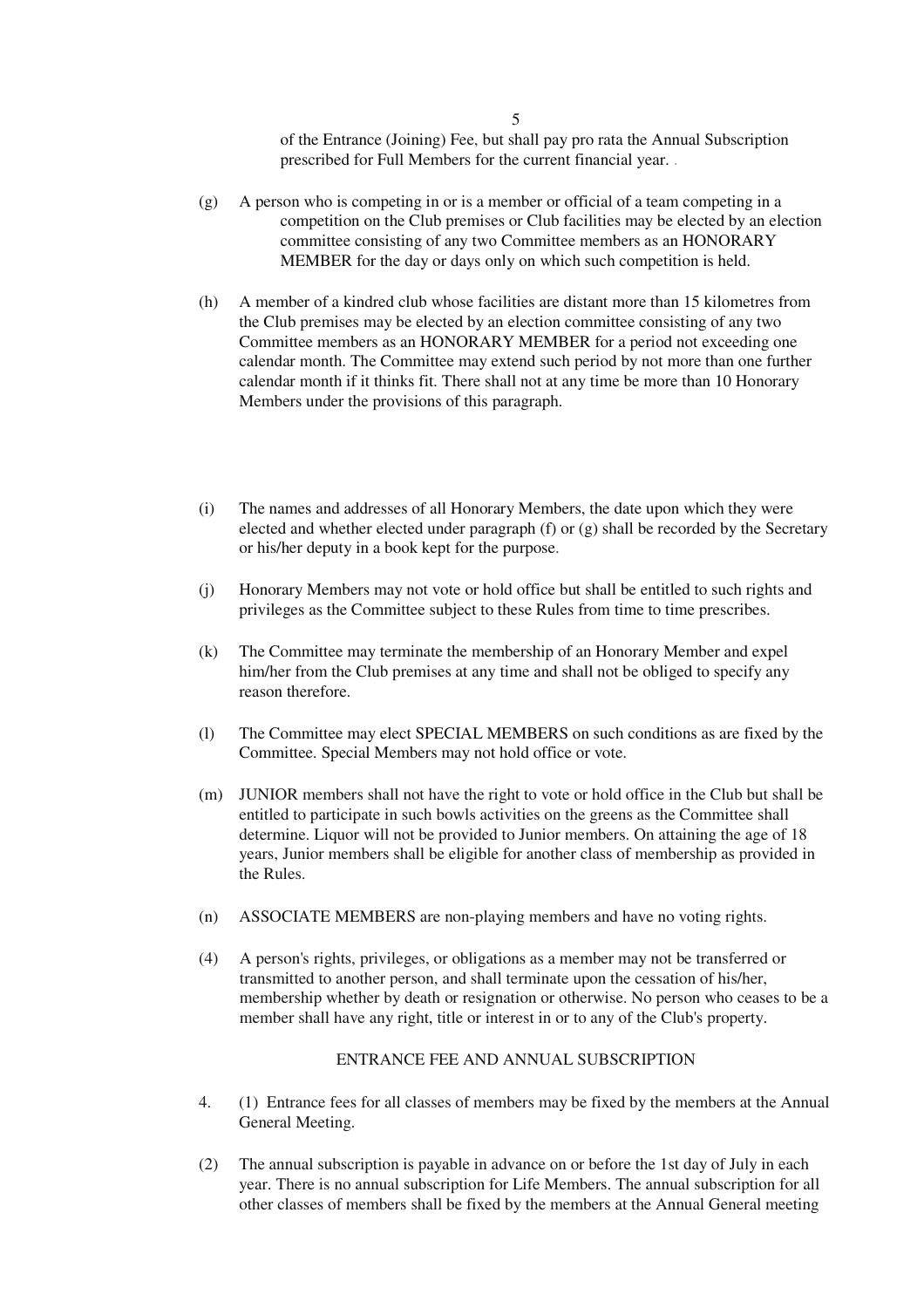of the Entrance (Joining) Fee, but shall pay pro rata the Annual Subscription prescribed for Full Members for the current financial year.

(g) A person who is competing in or is a member or official of a team competing in a competition on the Club premises or Club facilities may be elected by an election committee consisting of any two Committee members as an HONORARY MEMBER for the day or days only on which such competition is held.

(h) A member of a kindred club whose facilities are distant more than 15 kilometres from the Club premises may be elected by an election committee consisting of any two Committee members as an HONORARY MEMBER for a period not exceeding one calendar month. The Committee may extend such period by not more than one further calendar month if it thinks fit. There shall not at any time be more than 10 Honorary Members under the provisions of this paragraph.

(i) The names and addresses of all Honorary Members, the date upon which they were elected and whether elected under paragraph (f) or (g) shall be recorded by the Secretary or his/her deputy in a book kept for the purpose.

(j) Honorary Members may not vote or hold office but shall be entitled to such rights and privileges as the Committee subject to these Rules from time to time prescribes.

(k) The Committee may terminate the membership of an Honorary Member and expel him/her from the Club premises at any time and shall not be obliged to specify any reason therefore.

(l) The Committee may elect SPECIAL MEMBERS on such conditions as are fixed by the Committee. Special Members may not hold office or vote.

(m) JUNIOR members shall not have the right to vote or hold office in the Club but shall be entitled to participate in such bowls activities on the greens as the Committee shall determine. Liquor will not be provided to Junior members. On attaining the age of 18 years, Junior members shall be eligible for another class of membership as provided in the Rules.

(n) ASSOCIATE MEMBERS are non-playing members and have no voting rights.

(4) A person's rights, privileges, or obligations as a member may not be transferred or transmitted to another person, and shall terminate upon the cessation of his/her, membership whether by death or resignation or otherwise. No person who ceases to be a member shall have any right, title or interest in or to any of the Club's property.

## ENTRANCE FEE AND ANNUAL SUBSCRIPTION

4. (1) Entrance fees for all classes of members may be fixed by the members at the Annual General Meeting.

(2) The annual subscription is payable in advance on or before the 1st day of July in each year. There is no annual subscription for Life Members. The annual subscription for all other classes of members shall be fixed by the members at the Annual General meeting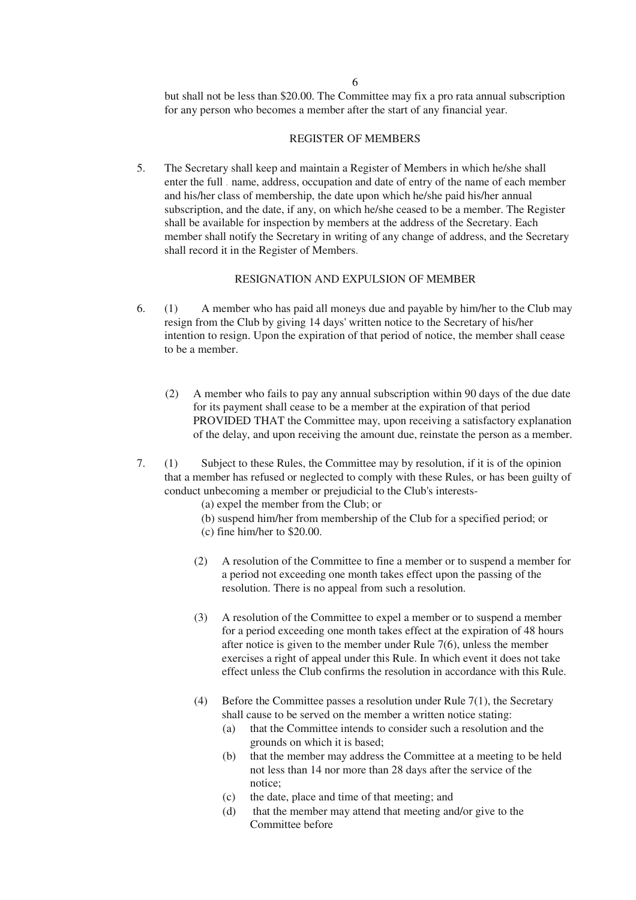but shall not be less than $20.00. The Committee may fix a pro rata annual subscription for any person who becomes a member after the start of any financial year.

## REGISTER OF MEMBERS

5. The Secretary shall keep and maintain a Register of Members in which he/she shall enter the full name, address, occupation and date of entry of the name of each member and his/her class of membership, the date upon which he/she paid his/her annual subscription, and the date, if any, on which he/she ceased to be a member. The Register shall be available for inspection by members at the address of the Secretary. Each member shall notify the Secretary in writing of any change of address, and the Secretary shall record it in the Register of Members.

## RESIGNATION AND EXPULSION OF MEMBER

6. (1) A member who has paid all moneys due and payable by him/her to the Club may resign from the Club by giving 14 days' written notice to the Secretary of his/her intention to resign. Upon the expiration of that period of notice, the member shall cease to be a member.

   (2) A member who fails to pay any annual subscription within 90 days of the due date for its payment shall cease to be a member at the expiration of that period PROVIDED THAT the Committee may, upon receiving a satisfactory explanation of the delay, and upon receiving the amount due, reinstate the person as a member.

7. (1) Subject to these Rules, the Committee may by resolution, if it is of the opinion that a member has refused or neglected to comply with these Rules, or has been guilty of conduct unbecoming a member or prejudicial to the Club's interests-
   - (a) expel the member from the Club; or
   - (b) suspend him/her from membership of the Club for a specified period; or
   - (c) fine him/her to $20.00.

   (2) A resolution of the Committee to fine a member or to suspend a member for a period not exceeding one month takes effect upon the passing of the resolution. There is no appeal from such a resolution.

   (3) A resolution of the Committee to expel a member or to suspend a member for a period exceeding one month takes effect at the expiration of 48 hours after notice is given to the member under Rule 7(6), unless the member exercises a right of appeal under this Rule. In which event it does not take effect unless the Club confirms the resolution in accordance with this Rule.

   (4) Before the Committee passes a resolution under Rule 7(1), the Secretary shall cause to be served on the member a written notice stating:
   - (a) that the Committee intends to consider such a resolution and the grounds on which it is based;
   - (b) that the member may address the Committee at a meeting to be held not less than 14 nor more than 28 days after the service of the notice;
   - (c) the date, place and time of that meeting; and
   - (d) that the member may attend that meeting and/or give to the Committee before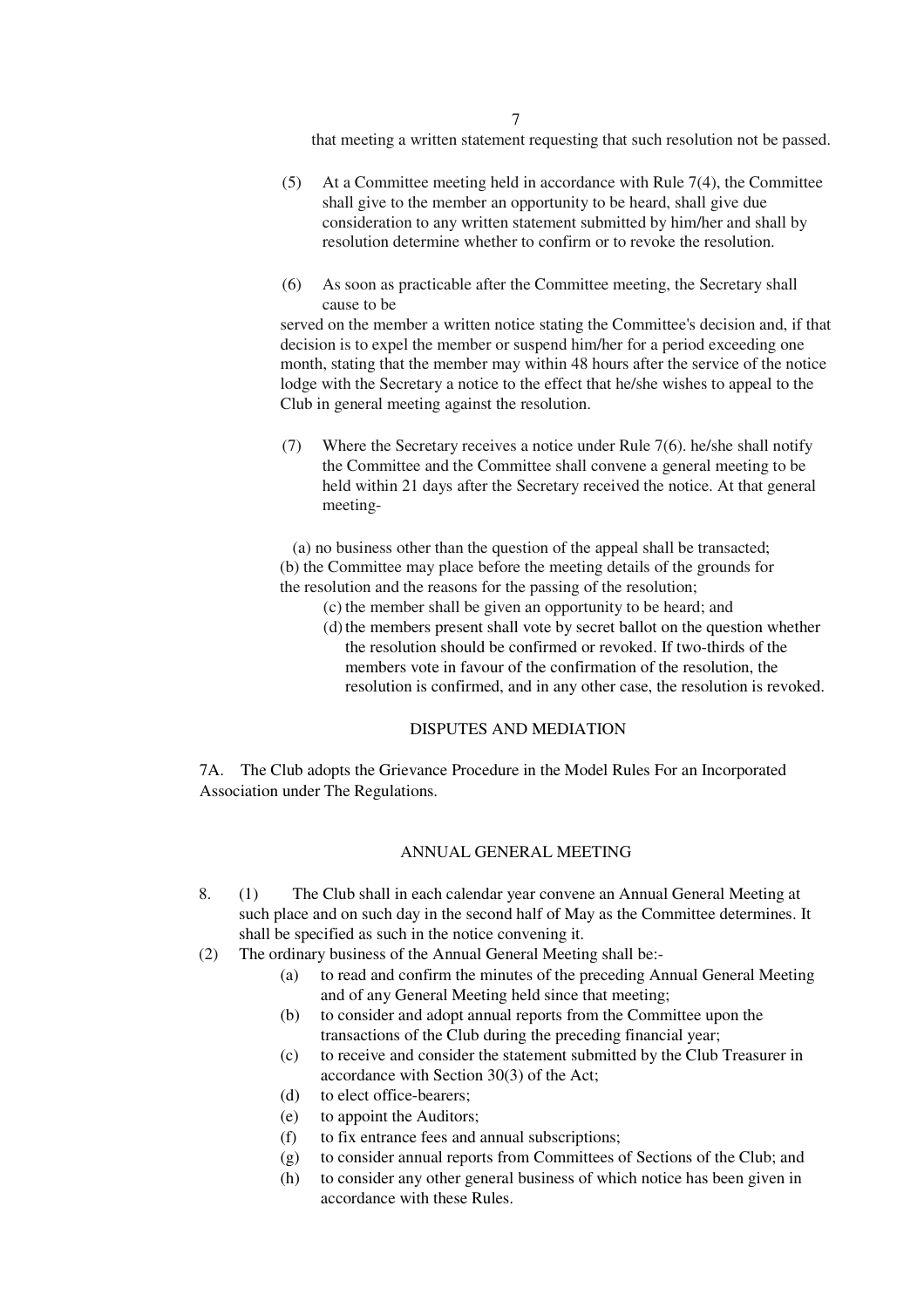that meeting a written statement requesting that such resolution not be passed.

(5) At a Committee meeting held in accordance with Rule 7(4), the Committee shall give to the member an opportunity to be heard, shall give due consideration to any written statement submitted by him/her and shall by resolution determine whether to confirm or to revoke the resolution.

(6) As soon as practicable after the Committee meeting, the Secretary shall cause to be served on the member a written notice stating the Committee's decision and, if that decision is to expel the member or suspend him/her for a period exceeding one month, stating that the member may within 48 hours after the service of the notice lodge with the Secretary a notice to the effect that he/she wishes to appeal to the Club in general meeting against the resolution.

(7) Where the Secretary receives a notice under Rule 7(6). he/she shall notify the Committee and the Committee shall convene a general meeting to be held within 21 days after the Secretary received the notice. At that general meeting-

(a) no business other than the question of the appeal shall be transacted;
(b) the Committee may place before the meeting details of the grounds for the resolution and the reasons for the passing of the resolution;
(c) the member shall be given an opportunity to be heard; and
(d) the members present shall vote by secret ballot on the question whether the resolution should be confirmed or revoked. If two-thirds of the members vote in favour of the confirmation of the resolution, the resolution is confirmed, and in any other case, the resolution is revoked.

## DISPUTES AND MEDIATION

7A. The Club adopts the Grievance Procedure in the Model Rules For an Incorporated Association under The Regulations.

## ANNUAL GENERAL MEETING

8. (1) The Club shall in each calendar year convene an Annual General Meeting at such place and on such day in the second half of May as the Committee determines. It shall be specified as such in the notice convening it.

(2) The ordinary business of the Annual General Meeting shall be:-
   - (a) to read and confirm the minutes of the preceding Annual General Meeting and of any General Meeting held since that meeting;
   - (b) to consider and adopt annual reports from the Committee upon the transactions of the Club during the preceding financial year;
   - (c) to receive and consider the statement submitted by the Club Treasurer in accordance with Section 30(3) of the Act;
   - (d) to elect office-bearers;
   - (e) to appoint the Auditors;
   - (f) to fix entrance fees and annual subscriptions;
   - (g) to consider annual reports from Committees of Sections of the Club; and
   - (h) to consider any other general business of which notice has been given in accordance with these Rules.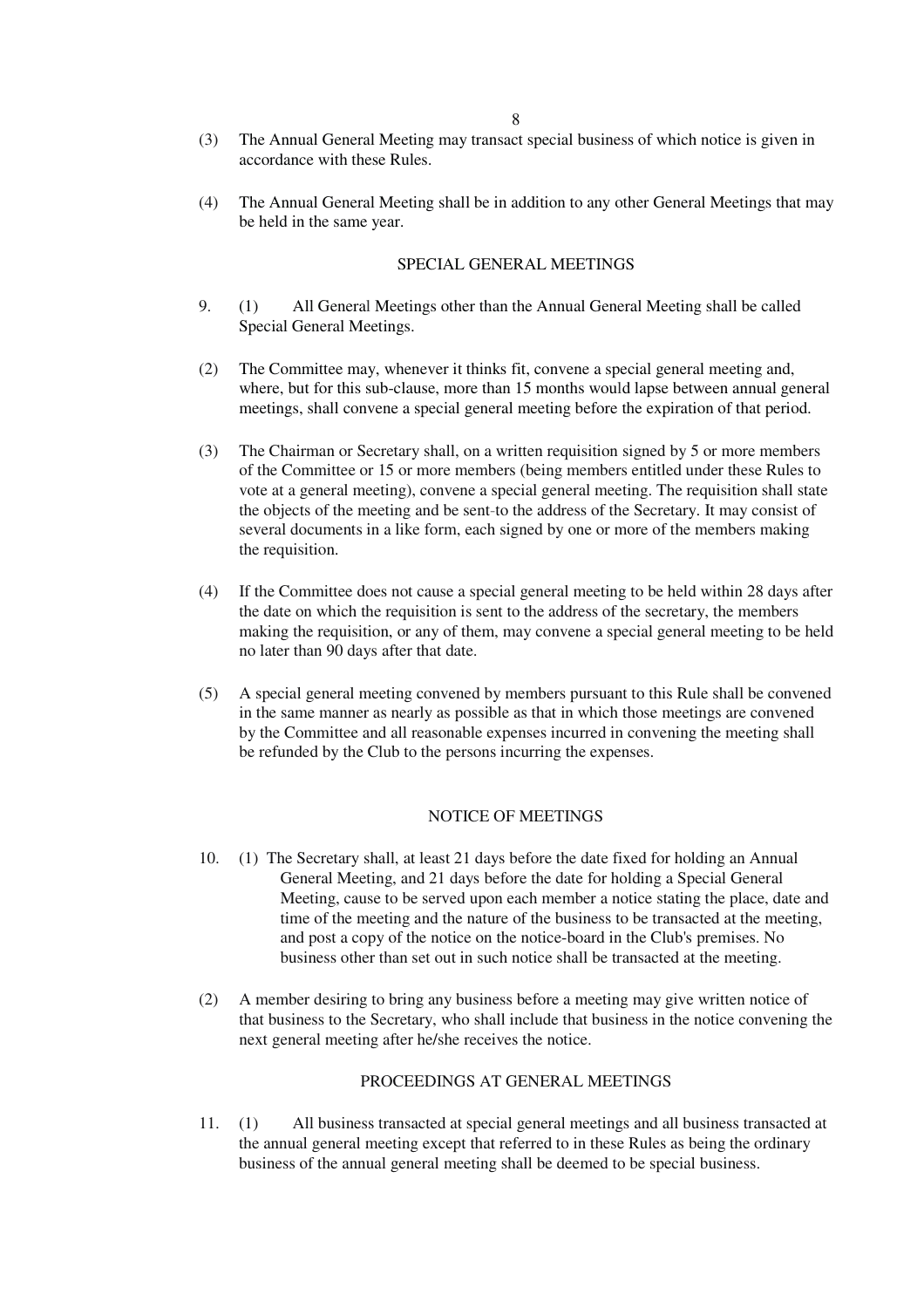(3) The Annual General Meeting may transact special business of which notice is given in accordance with these Rules.

(4) The Annual General Meeting shall be in addition to any other General Meetings that may be held in the same year.

## SPECIAL GENERAL MEETINGS

9. (1) All General Meetings other than the Annual General Meeting shall be called Special General Meetings.

(2) The Committee may, whenever it thinks fit, convene a special general meeting and, where, but for this sub-clause, more than 15 months would lapse between annual general meetings, shall convene a special general meeting before the expiration of that period.

(3) The Chairman or Secretary shall, on a written requisition signed by 5 or more members of the Committee or 15 or more members (being members entitled under these Rules to vote at a general meeting), convene a special general meeting. The requisition shall state the objects of the meeting and be sent-to the address of the Secretary. It may consist of several documents in a like form, each signed by one or more of the members making the requisition.

(4) If the Committee does not cause a special general meeting to be held within 28 days after the date on which the requisition is sent to the address of the secretary, the members making the requisition, or any of them, may convene a special general meeting to be held no later than 90 days after that date.

(5) A special general meeting convened by members pursuant to this Rule shall be convened in the same manner as nearly as possible as that in which those meetings are convened by the Committee and all reasonable expenses incurred in convening the meeting shall be refunded by the Club to the persons incurring the expenses.

## NOTICE OF MEETINGS

10. (1) The Secretary shall, at least 21 days before the date fixed for holding an Annual General Meeting, and 21 days before the date for holding a Special General Meeting, cause to be served upon each member a notice stating the place, date and time of the meeting and the nature of the business to be transacted at the meeting, and post a copy of the notice on the notice-board in the Club's premises. No business other than set out in such notice shall be transacted at the meeting.

(2) A member desiring to bring any business before a meeting may give written notice of that business to the Secretary, who shall include that business in the notice convening the next general meeting after he/she receives the notice.

## PROCEEDINGS AT GENERAL MEETINGS

11. (1) All business transacted at special general meetings and all business transacted at the annual general meeting except that referred to in these Rules as being the ordinary business of the annual general meeting shall be deemed to be special business.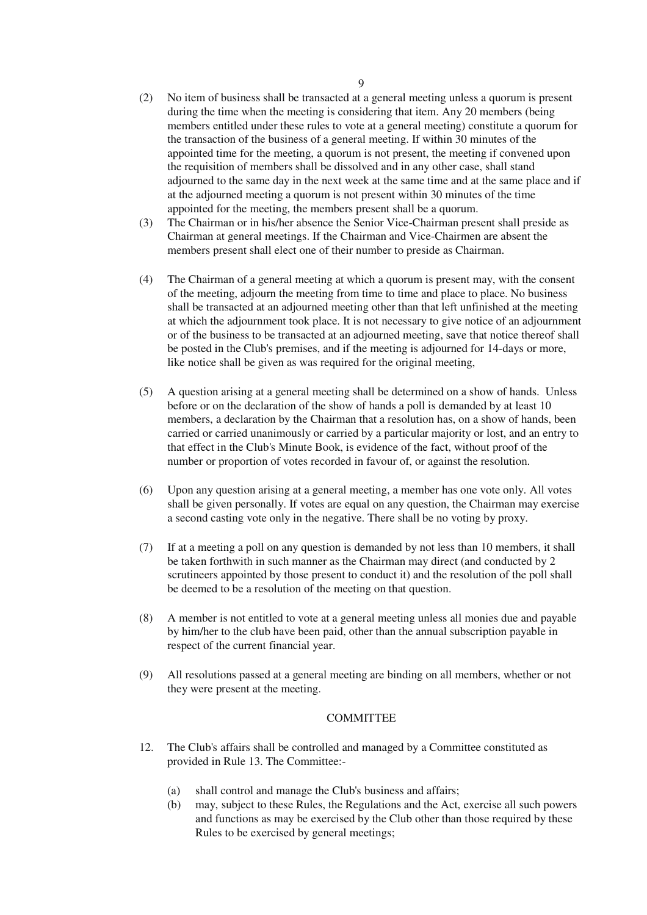(2) No item of business shall be transacted at a general meeting unless a quorum is present during the time when the meeting is considering that item. Any 20 members (being members entitled under these rules to vote at a general meeting) constitute a quorum for the transaction of the business of a general meeting. If within 30 minutes of the appointed time for the meeting, a quorum is not present, the meeting if convened upon the requisition of members shall be dissolved and in any other case, shall stand adjourned to the same day in the next week at the same time and at the same place and if at the adjourned meeting a quorum is not present within 30 minutes of the time appointed for the meeting, the members present shall be a quorum.

(3) The Chairman or in his/her absence the Senior Vice-Chairman present shall preside as Chairman at general meetings. If the Chairman and Vice-Chairmen are absent the members present shall elect one of their number to preside as Chairman.

(4) The Chairman of a general meeting at which a quorum is present may, with the consent of the meeting, adjourn the meeting from time to time and place to place. No business shall be transacted at an adjourned meeting other than that left unfinished at the meeting at which the adjournment took place. It is not necessary to give notice of an adjournment or of the business to be transacted at an adjourned meeting, save that notice thereof shall be posted in the Club's premises, and if the meeting is adjourned for 14-days or more, like notice shall be given as was required for the original meeting,

(5) A question arising at a general meeting shall be determined on a show of hands. Unless before or on the declaration of the show of hands a poll is demanded by at least 10 members, a declaration by the Chairman that a resolution has, on a show of hands, been carried or carried unanimously or carried by a particular majority or lost, and an entry to that effect in the Club's Minute Book, is evidence of the fact, without proof of the number or proportion of votes recorded in favour of, or against the resolution.

(6) Upon any question arising at a general meeting, a member has one vote only. All votes shall be given personally. If votes are equal on any question, the Chairman may exercise a second casting vote only in the negative. There shall be no voting by proxy.

(7) If at a meeting a poll on any question is demanded by not less than 10 members, it shall be taken forthwith in such manner as the Chairman may direct (and conducted by 2 scrutineers appointed by those present to conduct it) and the resolution of the poll shall be deemed to be a resolution of the meeting on that question.

(8) A member is not entitled to vote at a general meeting unless all monies due and payable by him/her to the club have been paid, other than the annual subscription payable in respect of the current financial year.

(9) All resolutions passed at a general meeting are binding on all members, whether or not they were present at the meeting.

## COMMITTEE

12. The Club's affairs shall be controlled and managed by a Committee constituted as provided in Rule 13. The Committee:-

    (a) shall control and manage the Club's business and affairs;

    (b) may, subject to these Rules, the Regulations and the Act, exercise all such powers and functions as may be exercised by the Club other than those required by these Rules to be exercised by general meetings;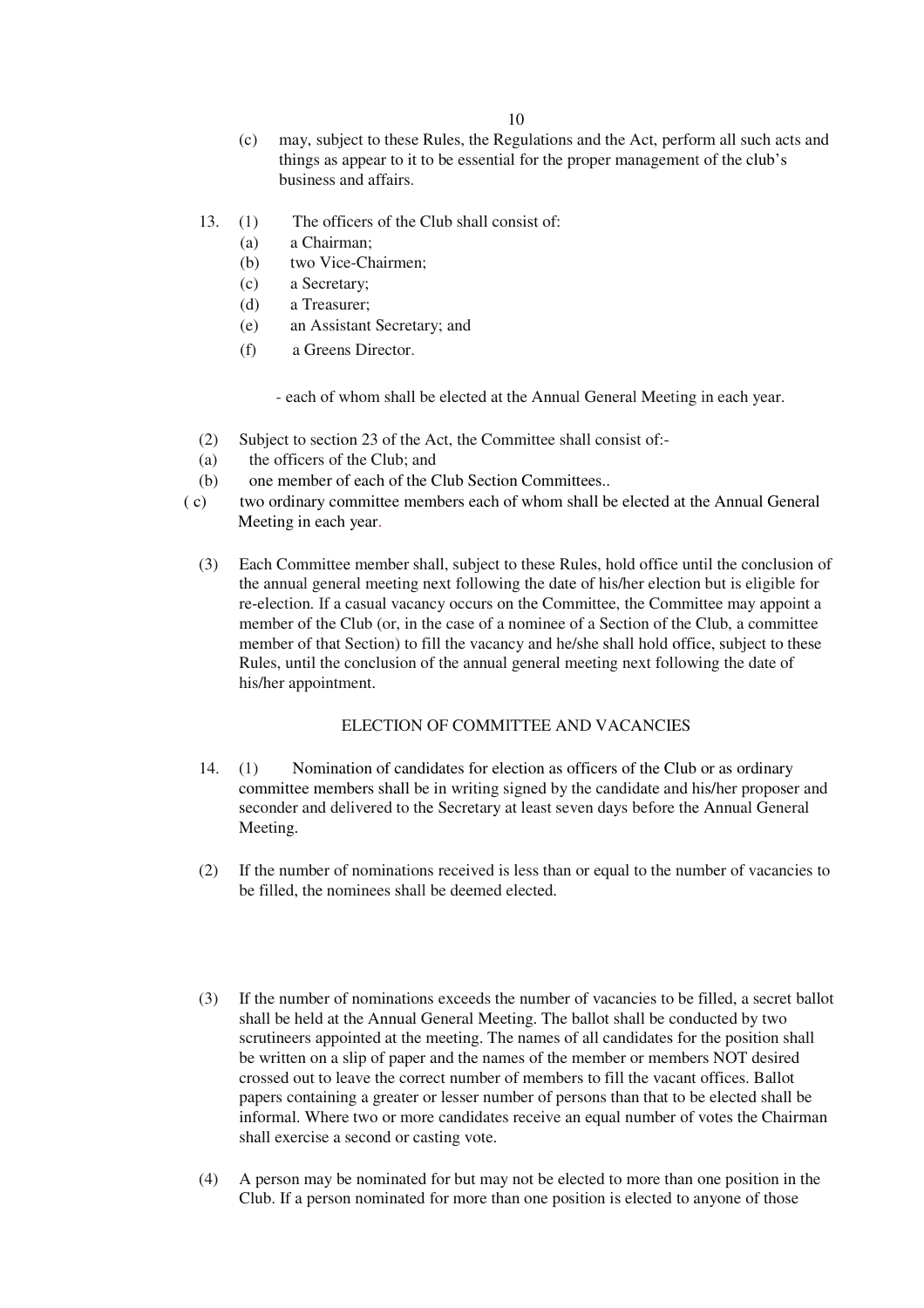(c) may, subject to these Rules, the Regulations and the Act, perform all such acts and things as appear to it to be essential for the proper management of the club's business and affairs.

13. (1) The officers of the Club shall consist of:

(a) a Chairman;

(b) two Vice-Chairmen;

(c) a Secretary;

(d) a Treasurer;

(e) an Assistant Secretary; and

(f) a Greens Director.

- each of whom shall be elected at the Annual General Meeting in each year.

(2) Subject to section 23 of the Act, the Committee shall consist of:-

(a) the officers of the Club; and

(b) one member of each of the Club Section Committees..

( c) two ordinary committee members each of whom shall be elected at the Annual General Meeting in each year.

(3) Each Committee member shall, subject to these Rules, hold office until the conclusion of the annual general meeting next following the date of his/her election but is eligible for re-election. If a casual vacancy occurs on the Committee, the Committee may appoint a member of the Club (or, in the case of a nominee of a Section of the Club, a committee member of that Section) to fill the vacancy and he/she shall hold office, subject to these Rules, until the conclusion of the annual general meeting next following the date of his/her appointment.

## ELECTION OF COMMITTEE AND VACANCIES

14. (1) Nomination of candidates for election as officers of the Club or as ordinary committee members shall be in writing signed by the candidate and his/her proposer and seconder and delivered to the Secretary at least seven days before the Annual General Meeting.

(2) If the number of nominations received is less than or equal to the number of vacancies to be filled, the nominees shall be deemed elected.

(3) If the number of nominations exceeds the number of vacancies to be filled, a secret ballot shall be held at the Annual General Meeting. The ballot shall be conducted by two scrutineers appointed at the meeting. The names of all candidates for the position shall be written on a slip of paper and the names of the member or members NOT desired crossed out to leave the correct number of members to fill the vacant offices. Ballot papers containing a greater or lesser number of persons than that to be elected shall be informal. Where two or more candidates receive an equal number of votes the Chairman shall exercise a second or casting vote.

(4) A person may be nominated for but may not be elected to more than one position in the Club. If a person nominated for more than one position is elected to anyone of those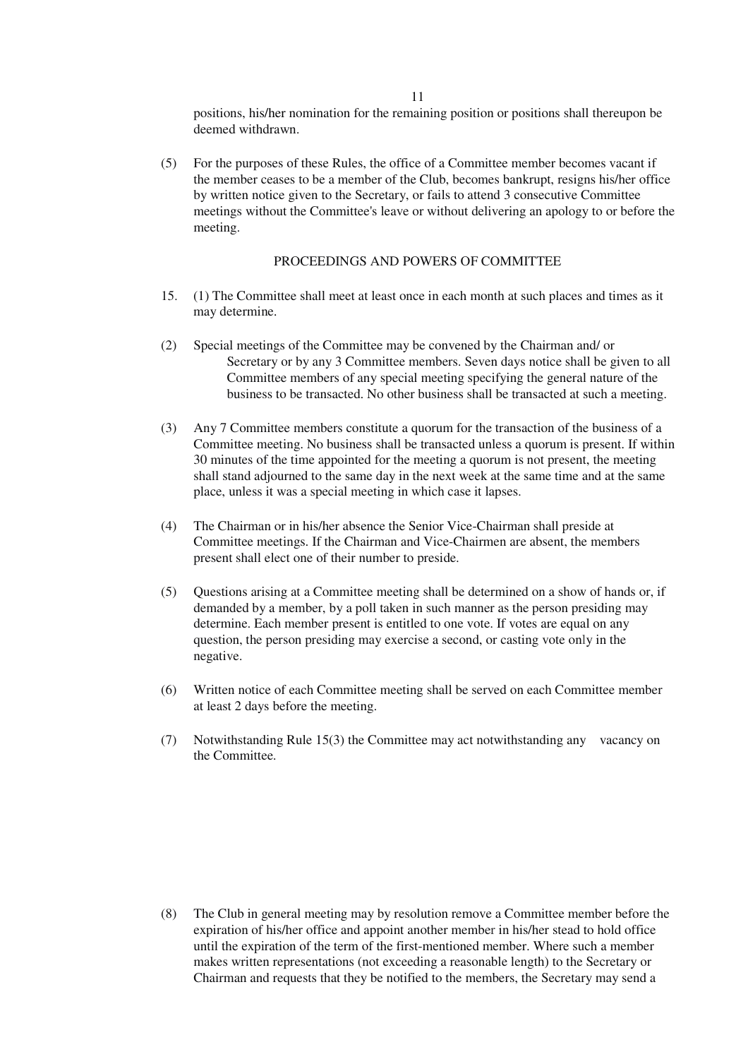positions, his/her nomination for the remaining position or positions shall thereupon be deemed withdrawn.

(5) For the purposes of these Rules, the office of a Committee member becomes vacant if the member ceases to be a member of the Club, becomes bankrupt, resigns his/her office by written notice given to the Secretary, or fails to attend 3 consecutive Committee meetings without the Committee's leave or without delivering an apology to or before the meeting.

## PROCEEDINGS AND POWERS OF COMMITTEE

15. (1) The Committee shall meet at least once in each month at such places and times as it may determine.

(2) Special meetings of the Committee may be convened by the Chairman and/ or Secretary or by any 3 Committee members. Seven days notice shall be given to all Committee members of any special meeting specifying the general nature of the business to be transacted. No other business shall be transacted at such a meeting.

(3) Any 7 Committee members constitute a quorum for the transaction of the business of a Committee meeting. No business shall be transacted unless a quorum is present. If within 30 minutes of the time appointed for the meeting a quorum is not present, the meeting shall stand adjourned to the same day in the next week at the same time and at the same place, unless it was a special meeting in which case it lapses.

(4) The Chairman or in his/her absence the Senior Vice-Chairman shall preside at Committee meetings. If the Chairman and Vice-Chairmen are absent, the members present shall elect one of their number to preside.

(5) Questions arising at a Committee meeting shall be determined on a show of hands or, if demanded by a member, by a poll taken in such manner as the person presiding may determine. Each member present is entitled to one vote. If votes are equal on any question, the person presiding may exercise a second, or casting vote only in the negative.

(6) Written notice of each Committee meeting shall be served on each Committee member at least 2 days before the meeting.

(7) Notwithstanding Rule 15(3) the Committee may act notwithstanding any vacancy on the Committee.

(8) The Club in general meeting may by resolution remove a Committee member before the expiration of his/her office and appoint another member in his/her stead to hold office until the expiration of the term of the first-mentioned member. Where such a member makes written representations (not exceeding a reasonable length) to the Secretary or Chairman and requests that they be notified to the members, the Secretary may send a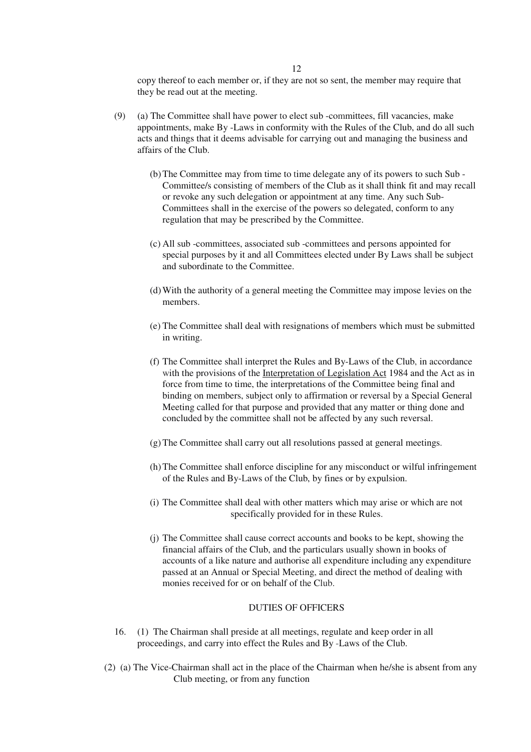copy thereof to each member or, if they are not so sent, the member may require that they be read out at the meeting.

(9) (a) The Committee shall have power to elect sub -committees, fill vacancies, make appointments, make By -Laws in conformity with the Rules of the Club, and do all such acts and things that it deems advisable for carrying out and managing the business and affairs of the Club.

(b) The Committee may from time to time delegate any of its powers to such Sub - Committee/s consisting of members of the Club as it shall think fit and may recall or revoke any such delegation or appointment at any time. Any such Sub- Committees shall in the exercise of the powers so delegated, conform to any regulation that may be prescribed by the Committee.

(c) All sub -committees, associated sub -committees and persons appointed for special purposes by it and all Committees elected under By Laws shall be subject and subordinate to the Committee.

(d) With the authority of a general meeting the Committee may impose levies on the members.

(e) The Committee shall deal with resignations of members which must be submitted in writing.

(f) The Committee shall interpret the Rules and By-Laws of the Club, in accordance with the provisions of the Interpretation of Legislation Act 1984 and the Act as in force from time to time, the interpretations of the Committee being final and binding on members, subject only to affirmation or reversal by a Special General Meeting called for that purpose and provided that any matter or thing done and concluded by the committee shall not be affected by any such reversal.

(g) The Committee shall carry out all resolutions passed at general meetings.

(h) The Committee shall enforce discipline for any misconduct or wilful infringement of the Rules and By-Laws of the Club, by fines or by expulsion.

(i) The Committee shall deal with other matters which may arise or which are not specifically provided for in these Rules.

(j) The Committee shall cause correct accounts and books to be kept, showing the financial affairs of the Club, and the particulars usually shown in books of accounts of a like nature and authorise all expenditure including any expenditure passed at an Annual or Special Meeting, and direct the method of dealing with monies received for or on behalf of the Club.

## DUTIES OF OFFICERS

16. (1) The Chairman shall preside at all meetings, regulate and keep order in all proceedings, and carry into effect the Rules and By -Laws of the Club.

(2) (a) The Vice-Chairman shall act in the place of the Chairman when he/she is absent from any Club meeting, or from any function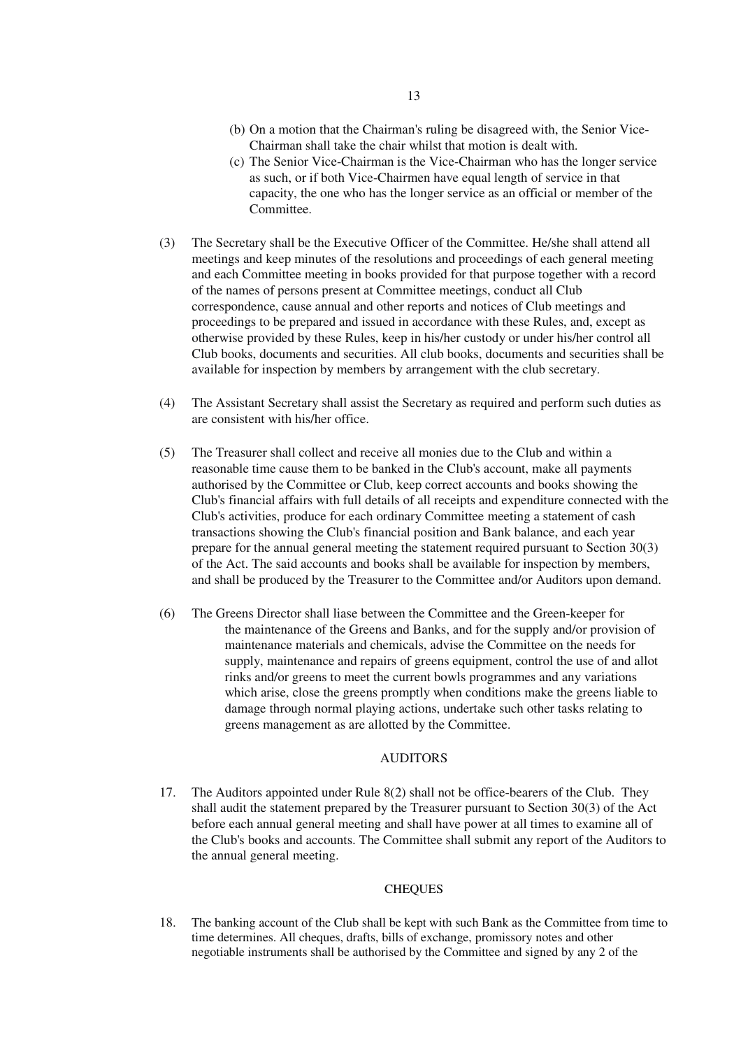(b) On a motion that the Chairman's ruling be disagreed with, the Senior Vice-Chairman shall take the chair whilst that motion is dealt with.

(c) The Senior Vice-Chairman is the Vice-Chairman who has the longer service as such, or if both Vice-Chairmen have equal length of service in that capacity, the one who has the longer service as an official or member of the Committee.

(3) The Secretary shall be the Executive Officer of the Committee. He/she shall attend all meetings and keep minutes of the resolutions and proceedings of each general meeting and each Committee meeting in books provided for that purpose together with a record of the names of persons present at Committee meetings, conduct all Club correspondence, cause annual and other reports and notices of Club meetings and proceedings to be prepared and issued in accordance with these Rules, and, except as otherwise provided by these Rules, keep in his/her custody or under his/her control all Club books, documents and securities. All club books, documents and securities shall be available for inspection by members by arrangement with the club secretary.

(4) The Assistant Secretary shall assist the Secretary as required and perform such duties as are consistent with his/her office.

(5) The Treasurer shall collect and receive all monies due to the Club and within a reasonable time cause them to be banked in the Club's account, make all payments authorised by the Committee or Club, keep correct accounts and books showing the Club's financial affairs with full details of all receipts and expenditure connected with the Club's activities, produce for each ordinary Committee meeting a statement of cash transactions showing the Club's financial position and Bank balance, and each year prepare for the annual general meeting the statement required pursuant to Section 30(3) of the Act. The said accounts and books shall be available for inspection by members, and shall be produced by the Treasurer to the Committee and/or Auditors upon demand.

(6) The Greens Director shall liase between the Committee and the Green-keeper for the maintenance of the Greens and Banks, and for the supply and/or provision of maintenance materials and chemicals, advise the Committee on the needs for supply, maintenance and repairs of greens equipment, control the use of and allot rinks and/or greens to meet the current bowls programmes and any variations which arise, close the greens promptly when conditions make the greens liable to damage through normal playing actions, undertake such other tasks relating to greens management as are allotted by the Committee.

## AUDITORS

17. The Auditors appointed under Rule 8(2) shall not be office-bearers of the Club. They shall audit the statement prepared by the Treasurer pursuant to Section 30(3) of the Act before each annual general meeting and shall have power at all times to examine all of the Club's books and accounts. The Committee shall submit any report of the Auditors to the annual general meeting.

## CHEQUES

18. The banking account of the Club shall be kept with such Bank as the Committee from time to time determines. All cheques, drafts, bills of exchange, promissory notes and other negotiable instruments shall be authorised by the Committee and signed by any 2 of the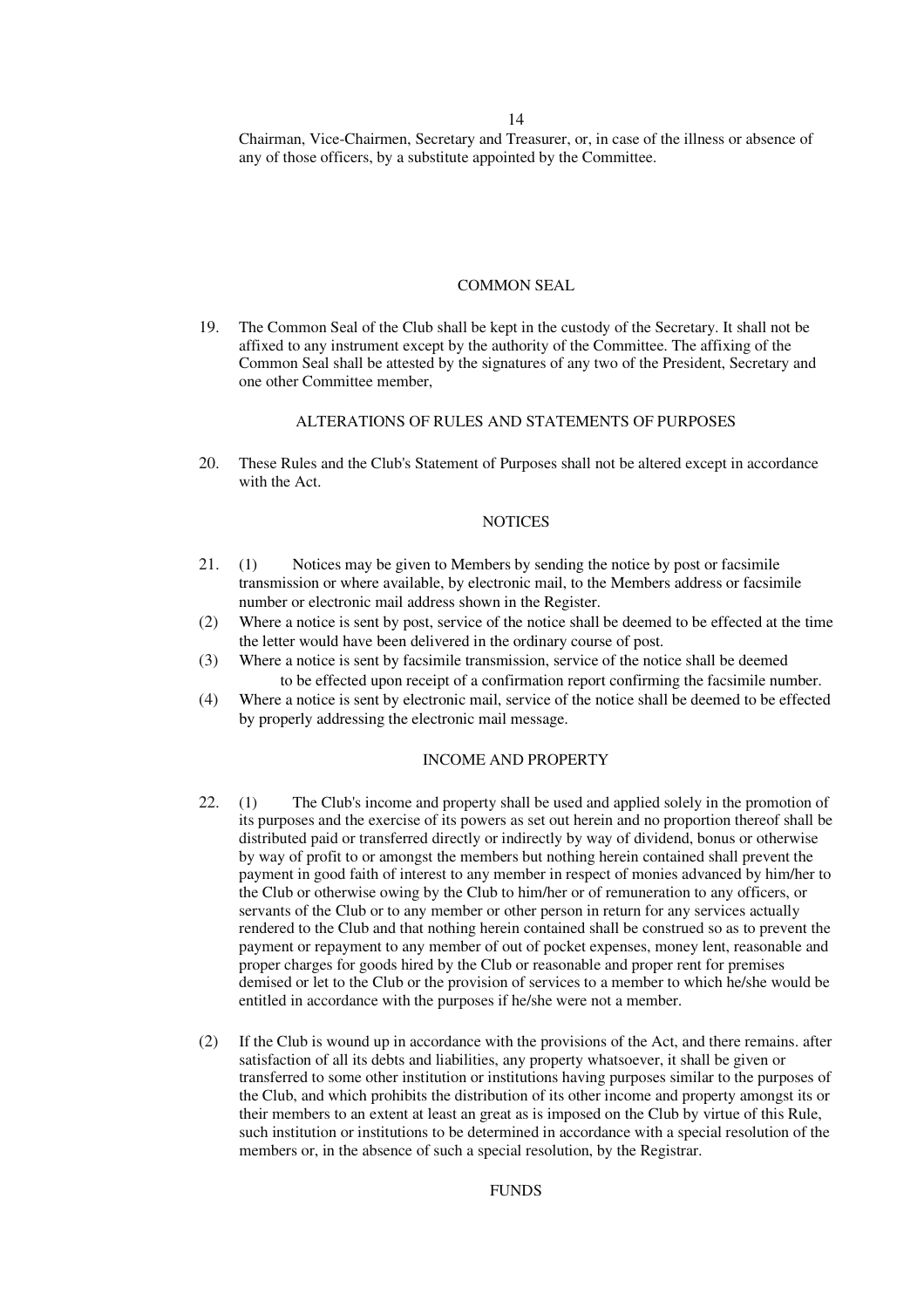Chairman, Vice-Chairmen, Secretary and Treasurer, or, in case of the illness or absence of any of those officers, by a substitute appointed by the Committee.

## COMMON SEAL

19. The Common Seal of the Club shall be kept in the custody of the Secretary. It shall not be affixed to any instrument except by the authority of the Committee. The affixing of the Common Seal shall be attested by the signatures of any two of the President, Secretary and one other Committee member,

## ALTERATIONS OF RULES AND STATEMENTS OF PURPOSES

20. These Rules and the Club's Statement of Purposes shall not be altered except in accordance with the Act.

## NOTICES

21. (1) Notices may be given to Members by sending the notice by post or facsimile transmission or where available, by electronic mail, to the Members address or facsimile number or electronic mail address shown in the Register.

(2) Where a notice is sent by post, service of the notice shall be deemed to be effected at the time the letter would have been delivered in the ordinary course of post.

(3) Where a notice is sent by facsimile transmission, service of the notice shall be deemed to be effected upon receipt of a confirmation report confirming the facsimile number.

(4) Where a notice is sent by electronic mail, service of the notice shall be deemed to be effected by properly addressing the electronic mail message.

## INCOME AND PROPERTY

22. (1) The Club's income and property shall be used and applied solely in the promotion of its purposes and the exercise of its powers as set out herein and no proportion thereof shall be distributed paid or transferred directly or indirectly by way of dividend, bonus or otherwise by way of profit to or amongst the members but nothing herein contained shall prevent the payment in good faith of interest to any member in respect of monies advanced by him/her to the Club or otherwise owing by the Club to him/her or of remuneration to any officers, or servants of the Club or to any member or other person in return for any services actually rendered to the Club and that nothing herein contained shall be construed so as to prevent the payment or repayment to any member of out of pocket expenses, money lent, reasonable and proper charges for goods hired by the Club or reasonable and proper rent for premises demised or let to the Club or the provision of services to a member to which he/she would be entitled in accordance with the purposes if he/she were not a member.

(2) If the Club is wound up in accordance with the provisions of the Act, and there remains. after satisfaction of all its debts and liabilities, any property whatsoever, it shall be given or transferred to some other institution or institutions having purposes similar to the purposes of the Club, and which prohibits the distribution of its other income and property amongst its or their members to an extent at least an great as is imposed on the Club by virtue of this Rule, such institution or institutions to be determined in accordance with a special resolution of the members or, in the absence of such a special resolution, by the Registrar.

## FUNDS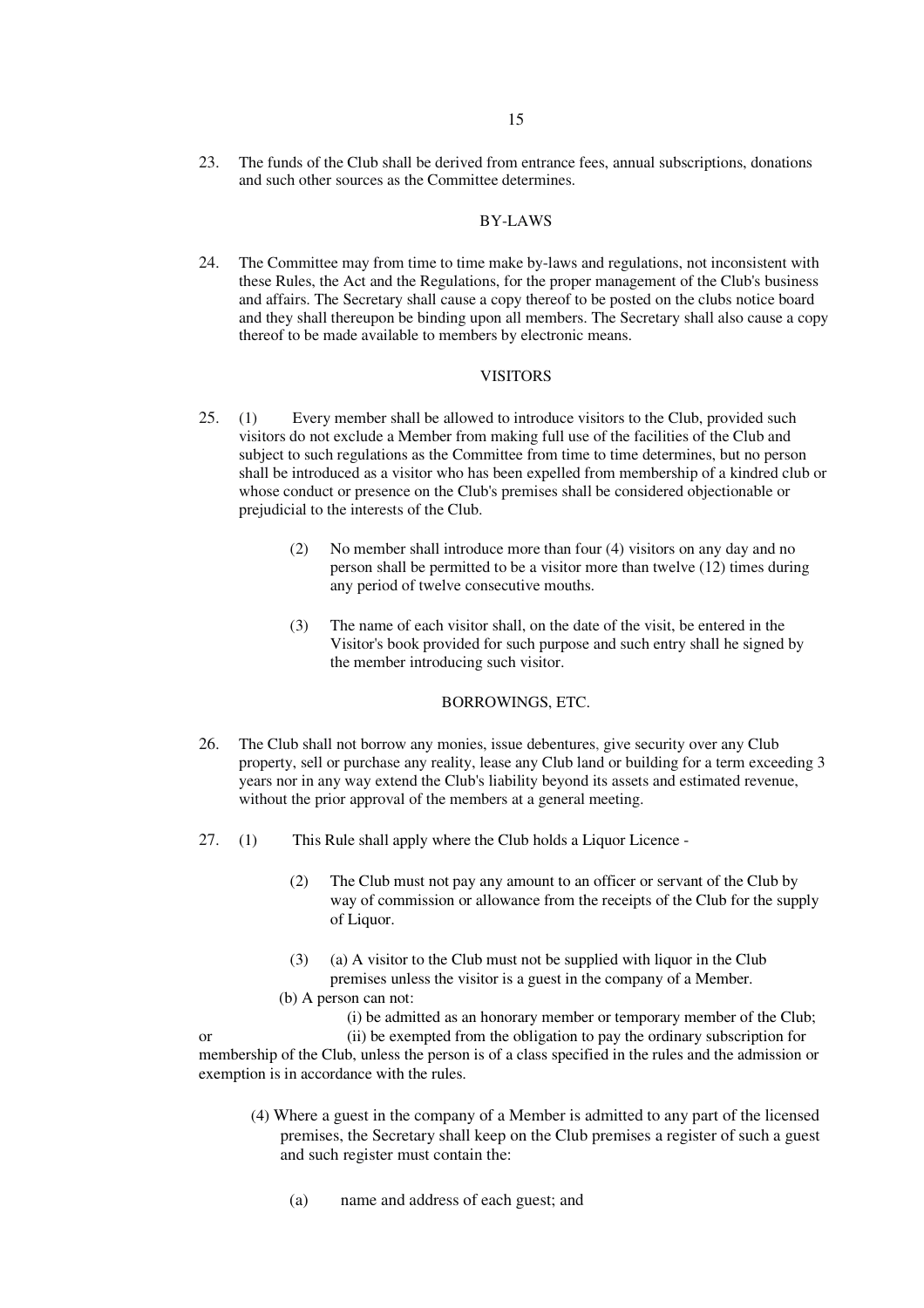23. The funds of the Club shall be derived from entrance fees, annual subscriptions, donations and such other sources as the Committee determines.

## BY-LAWS

24. The Committee may from time to time make by-laws and regulations, not inconsistent with these Rules, the Act and the Regulations, for the proper management of the Club's business and affairs. The Secretary shall cause a copy thereof to be posted on the clubs notice board and they shall thereupon be binding upon all members. The Secretary shall also cause a copy thereof to be made available to members by electronic means.

## VISITORS

25. (1) Every member shall be allowed to introduce visitors to the Club, provided such visitors do not exclude a Member from making full use of the facilities of the Club and subject to such regulations as the Committee from time to time determines, but no person shall be introduced as a visitor who has been expelled from membership of a kindred club or whose conduct or presence on the Club's premises shall be considered objectionable or prejudicial to the interests of the Club.

    (2) No member shall introduce more than four (4) visitors on any day and no person shall be permitted to be a visitor more than twelve (12) times during any period of twelve consecutive mouths.

    (3) The name of each visitor shall, on the date of the visit, be entered in the Visitor's book provided for such purpose and such entry shall he signed by the member introducing such visitor.

## BORROWINGS, ETC.

26. The Club shall not borrow any monies, issue debentures, give security over any Club property, sell or purchase any reality, lease any Club land or building for a term exceeding 3 years nor in any way extend the Club's liability beyond its assets and estimated revenue, without the prior approval of the members at a general meeting.

27. (1) This Rule shall apply where the Club holds a Liquor Licence -

    (2) The Club must not pay any amount to an officer or servant of the Club by way of commission or allowance from the receipts of the Club for the supply of Liquor.

    (3) (a) A visitor to the Club must not be supplied with liquor in the Club premises unless the visitor is a guest in the company of a Member.

    (b) A person can not:

    (i) be admitted as an honorary member or temporary member of the Club; or (ii) be exempted from the obligation to pay the ordinary subscription for membership of the Club, unless the person is of a class specified in the rules and the admission or exemption is in accordance with the rules.

    (4) Where a guest in the company of a Member is admitted to any part of the licensed premises, the Secretary shall keep on the Club premises a register of such a guest and such register must contain the:

    (a) name and address of each guest; and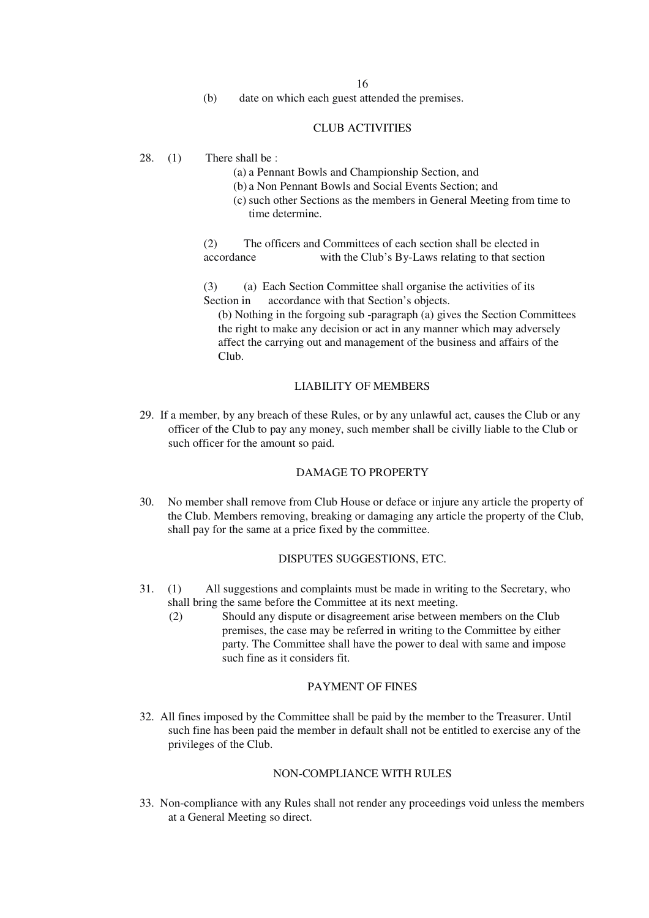(b) date on which each guest attended the premises.

## CLUB ACTIVITIES

28. (1) There shall be :

    (a) a Pennant Bowls and Championship Section, and

    (b) a Non Pennant Bowls and Social Events Section; and

    (c) such other Sections as the members in General Meeting from time to time determine.

    (2) The officers and Committees of each section shall be elected in accordance with the Club's By-Laws relating to that section

    (3) (a) Each Section Committee shall organise the activities of its Section in accordance with that Section's objects.

    (b) Nothing in the forgoing sub -paragraph (a) gives the Section Committees the right to make any decision or act in any manner which may adversely affect the carrying out and management of the business and affairs of the Club.

## LIABILITY OF MEMBERS

29. If a member, by any breach of these Rules, or by any unlawful act, causes the Club or any officer of the Club to pay any money, such member shall be civilly liable to the Club or such officer for the amount so paid.

## DAMAGE TO PROPERTY

30. No member shall remove from Club House or deface or injure any article the property of the Club. Members removing, breaking or damaging any article the property of the Club, shall pay for the same at a price fixed by the committee.

## DISPUTES SUGGESTIONS, ETC.

31. (1) All suggestions and complaints must be made in writing to the Secretary, who shall bring the same before the Committee at its next meeting.

    (2) Should any dispute or disagreement arise between members on the Club premises, the case may be referred in writing to the Committee by either party. The Committee shall have the power to deal with same and impose such fine as it considers fit.

## PAYMENT OF FINES

32. All fines imposed by the Committee shall be paid by the member to the Treasurer. Until such fine has been paid the member in default shall not be entitled to exercise any of the privileges of the Club.

## NON-COMPLIANCE WITH RULES

33. Non-compliance with any Rules shall not render any proceedings void unless the members at a General Meeting so direct.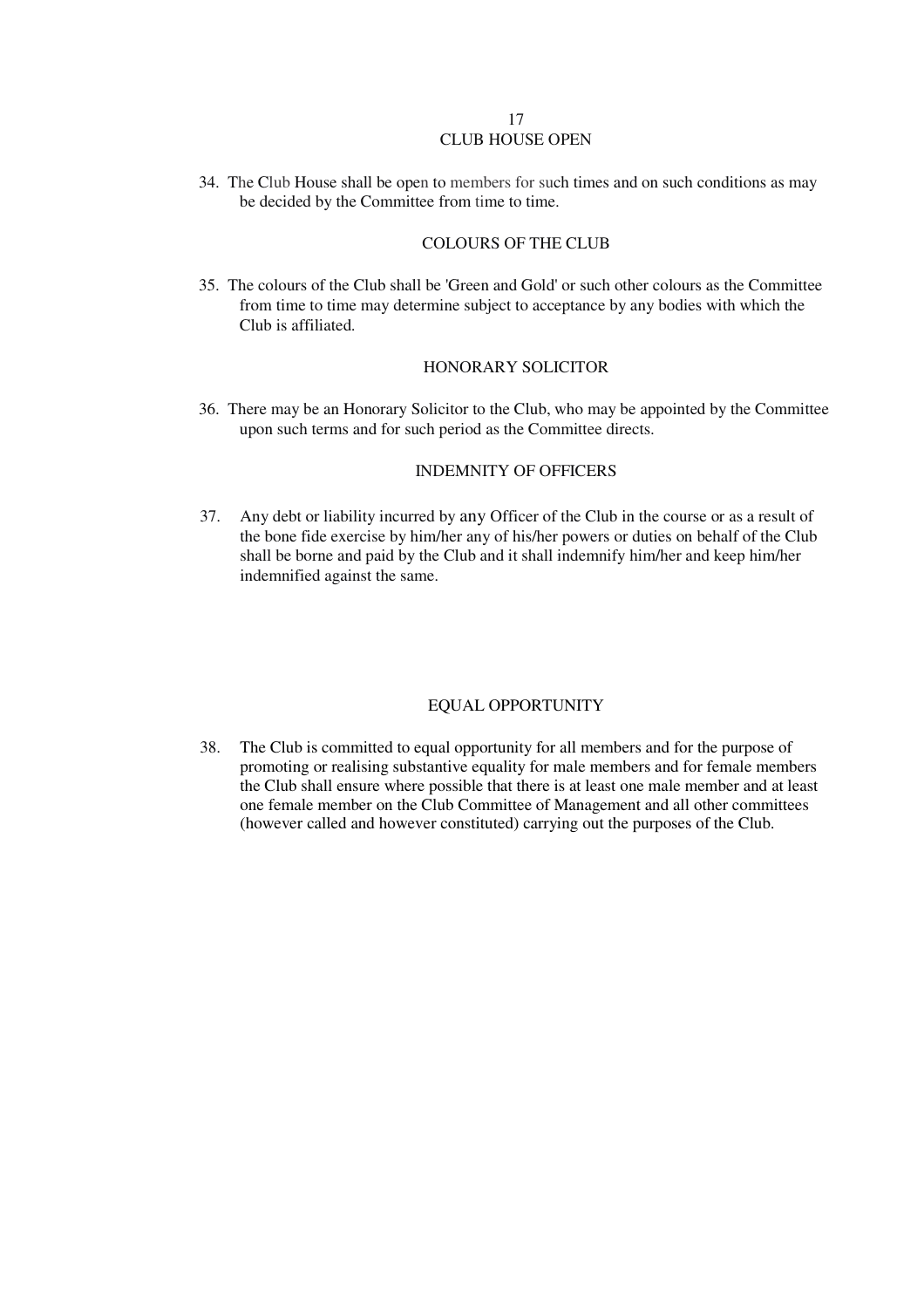## CLUB HOUSE OPEN

34. The Club House shall be open to members for such times and on such conditions as may be decided by the Committee from time to time.

## COLOURS OF THE CLUB

35. The colours of the Club shall be 'Green and Gold' or such other colours as the Committee from time to time may determine subject to acceptance by any bodies with which the Club is affiliated.

## HONORARY SOLICITOR

36. There may be an Honorary Solicitor to the Club, who may be appointed by the Committee upon such terms and for such period as the Committee directs.

## INDEMNITY OF OFFICERS

37. Any debt or liability incurred by any Officer of the Club in the course or as a result of the bone fide exercise by him/her any of his/her powers or duties on behalf of the Club shall be borne and paid by the Club and it shall indemnify him/her and keep him/her indemnified against the same.

## EQUAL OPPORTUNITY

38. The Club is committed to equal opportunity for all members and for the purpose of promoting or realising substantive equality for male members and for female members the Club shall ensure where possible that there is at least one male member and at least one female member on the Club Committee of Management and all other committees (however called and however constituted) carrying out the purposes of the Club.